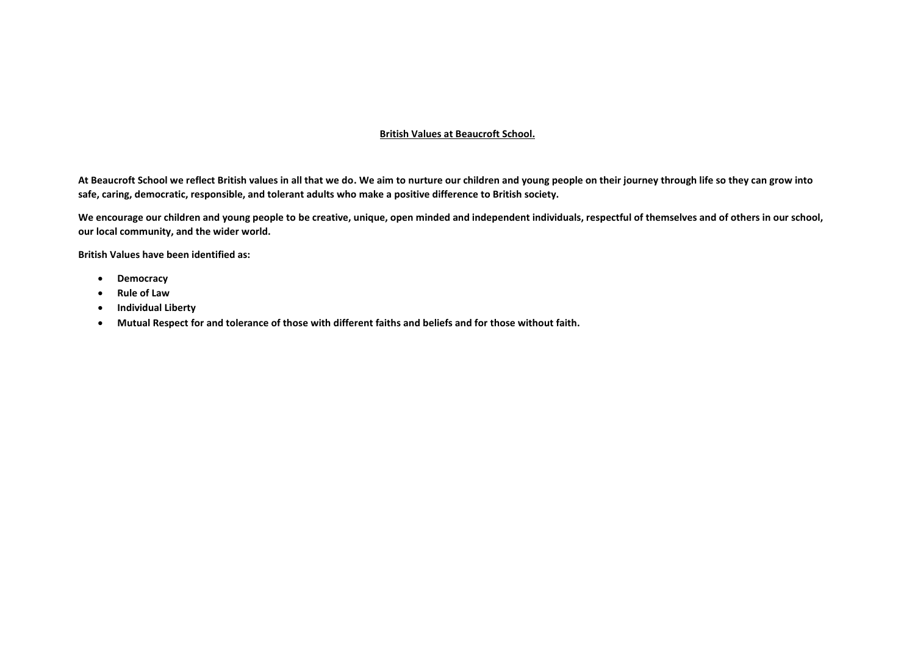# **British Values at Beaucroft School.**

**At Beaucroft School we reflect British values in all that we do. We aim to nurture our children and young people on their journey through life so they can grow into safe, caring, democratic, responsible, and tolerant adults who make a positive difference to British society.**

**We encourage our children and young people to be creative, unique, open minded and independent individuals, respectful of themselves and of others in our school, our local community, and the wider world.**

**British Values have been identified as:**

- **Democracy**
- **Rule of Law**
- **Individual Liberty**
- **Mutual Respect for and tolerance of those with different faiths and beliefs and for those without faith.**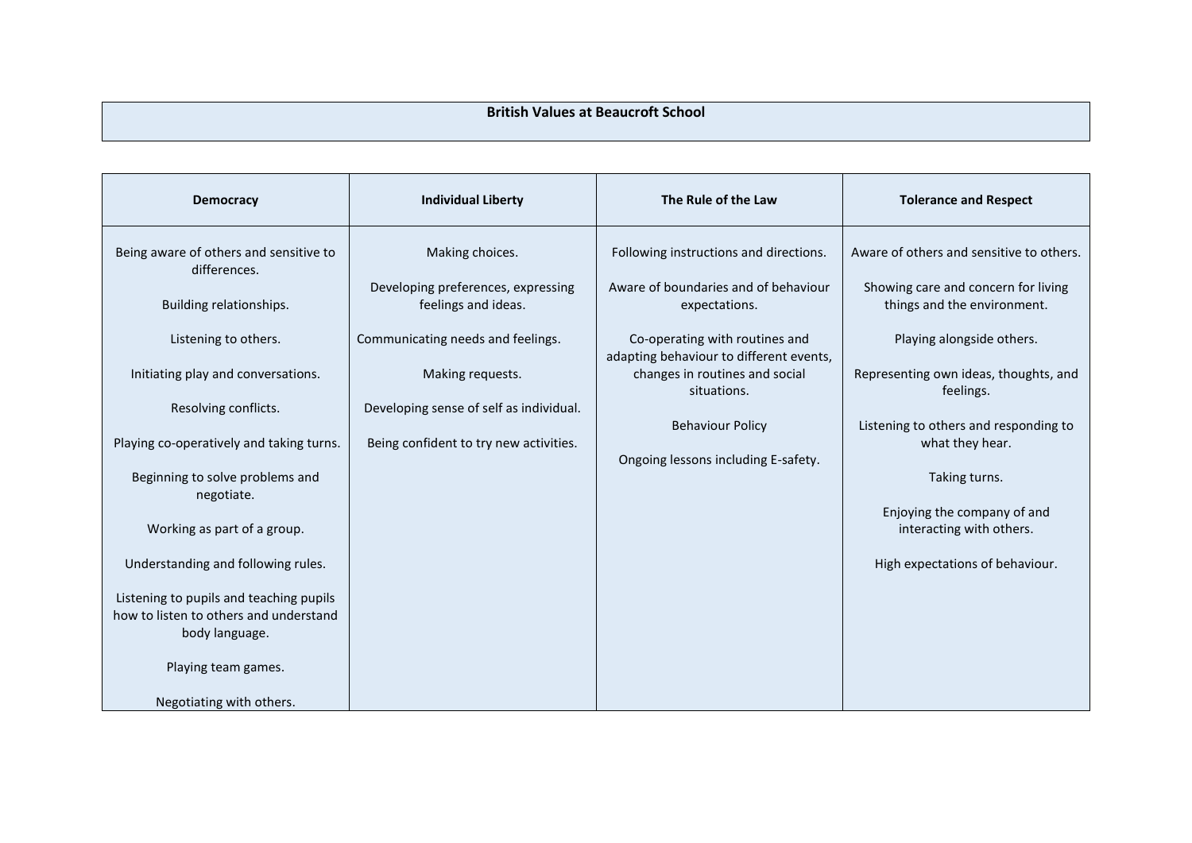# British Values at Beaucroft School

| Democracy | Individual Liberty | The Rule of the Law | Tolerance and Respect |
|---|---|---|---|
| Being aware of others and sensitive to differences.<br><br>Building relationships.<br><br>Listening to others.<br><br>Initiating play and conversations.<br><br>Resolving conflicts.<br><br>Playing co-operatively and taking turns.<br><br>Beginning to solve problems and negotiate.<br><br>Working as part of a group.<br><br>Understanding and following rules.<br><br>Listening to pupils and teaching pupils how to listen to others and understand body language.<br><br>Playing team games.<br><br>Negotiating with others. | Making choices.<br><br>Developing preferences, expressing feelings and ideas.<br><br>Communicating needs and feelings.<br><br>Making requests.<br><br>Developing sense of self as individual.<br><br>Being confident to try new activities. | Following instructions and directions.<br><br>Aware of boundaries and of behaviour expectations.<br><br>Co-operating with routines and adapting behaviour to different events, changes in routines and social situations.<br><br>Behaviour Policy<br><br>Ongoing lessons including E-safety. | Aware of others and sensitive to others.<br><br>Showing care and concern for living things and the environment.<br><br>Playing alongside others.<br><br>Representing own ideas, thoughts, and feelings.<br><br>Listening to others and responding to what they hear.<br><br>Taking turns.<br><br>Enjoying the company of and interacting with others.<br><br>High expectations of behaviour. |